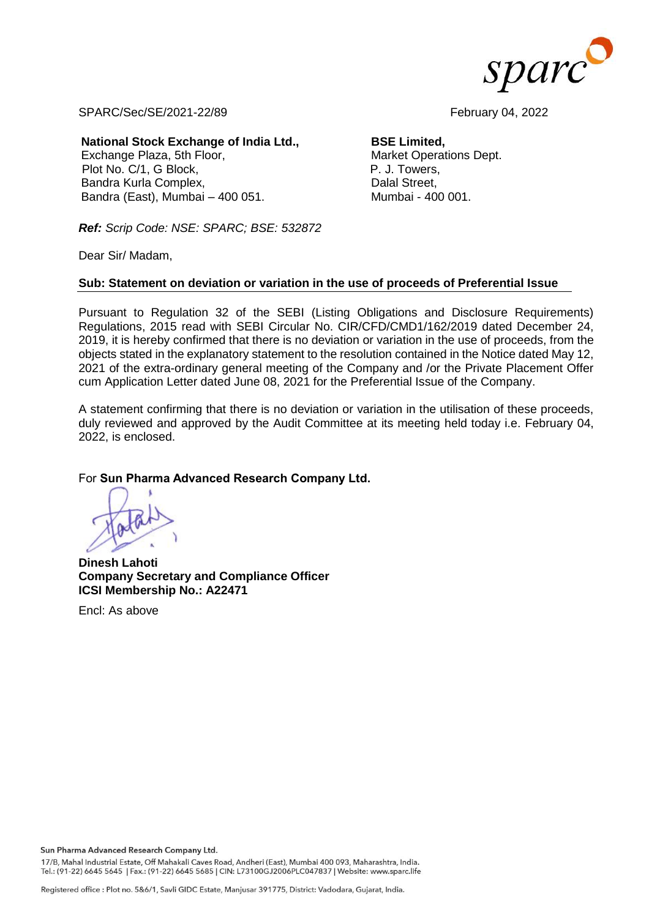sparc

SPARC/Sec/SE/2021-22/89

February 04, 2022

**National Stock Exchange of India Ltd.,**
Exchange Plaza, 5th Floor,
Plot No. C/1, G Block,
Bandra Kurla Complex,
Bandra (East), Mumbai – 400 051.

**BSE Limited,**
Market Operations Dept.
P. J. Towers,
Dalal Street,
Mumbai - 400 001.

***Ref:*** *Scrip Code: NSE: SPARC; BSE: 532872*

Dear Sir/ Madam,

**Sub: Statement on deviation or variation in the use of proceeds of Preferential Issue**

Pursuant to Regulation 32 of the SEBI (Listing Obligations and Disclosure Requirements) Regulations, 2015 read with SEBI Circular No. CIR/CFD/CMD1/162/2019 dated December 24, 2019, it is hereby confirmed that there is no deviation or variation in the use of proceeds, from the objects stated in the explanatory statement to the resolution contained in the Notice dated May 12, 2021 of the extra-ordinary general meeting of the Company and /or the Private Placement Offer cum Application Letter dated June 08, 2021 for the Preferential Issue of the Company.

A statement confirming that there is no deviation or variation in the utilisation of these proceeds, duly reviewed and approved by the Audit Committee at its meeting held today i.e. February 04, 2022, is enclosed.

For **Sun Pharma Advanced Research Company Ltd.**

**Dinesh Lahoti**
**Company Secretary and Compliance Officer**
**ICSI Membership No.: A22471**

Encl: As above

Sun Pharma Advanced Research Company Ltd.
17/B, Mahal Industrial Estate, Off Mahakali Caves Road, Andheri (East), Mumbai 400 093, Maharashtra, India.
Tel.: (91-22) 6645 5645 | Fax.: (91-22) 6645 5685 | CIN: L73100GJ2006PLC047837 | Website: www.sparc.life

Registered office : Plot no. 5&6/1, Savli GIDC Estate, Manjusar 391775, District: Vadodara, Gujarat, India.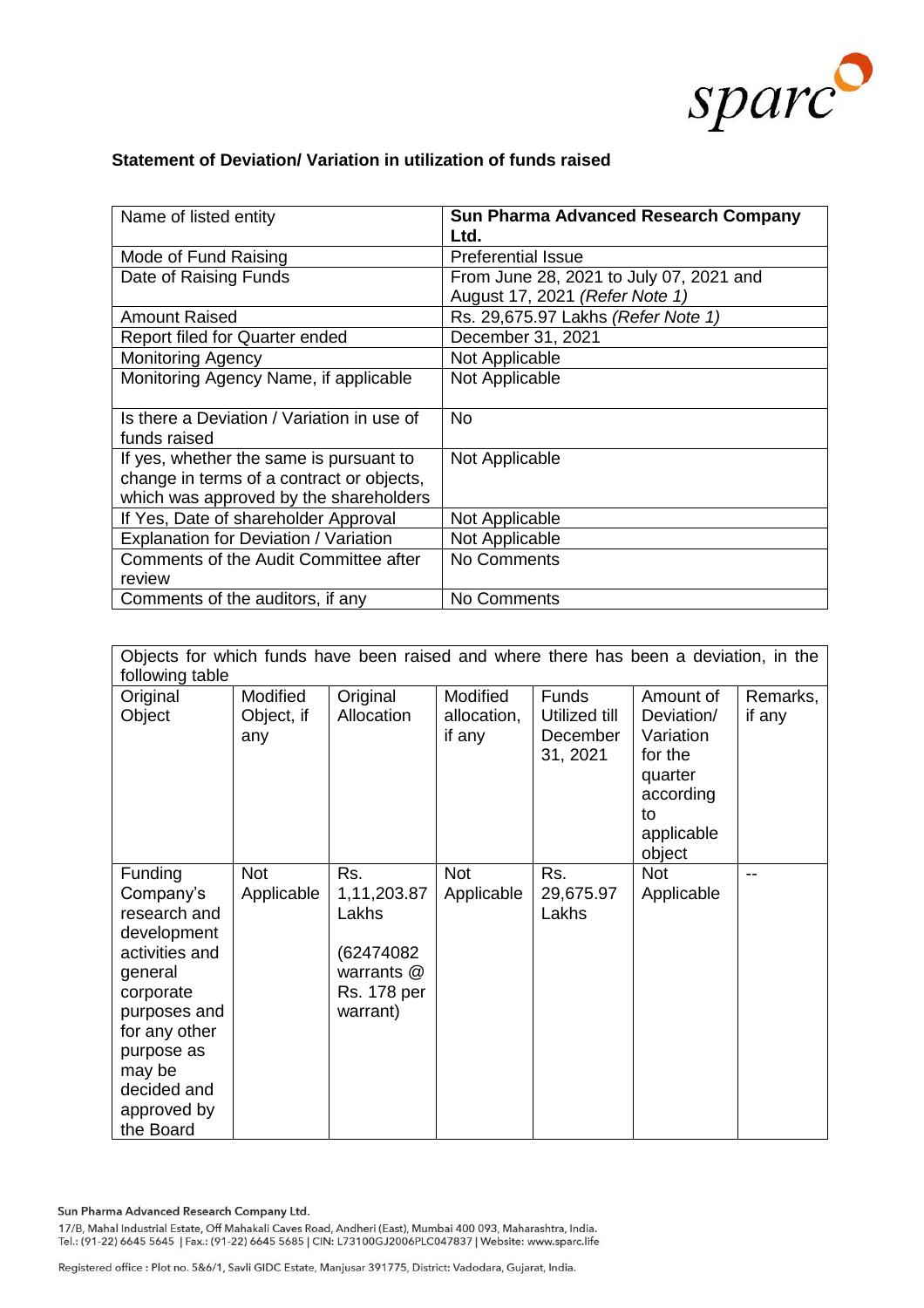**Statement of Deviation/ Variation in utilization of funds raised**

| Name of listed entity | **Sun Pharma Advanced Research Company Ltd.** |
|---|---|
| Mode of Fund Raising | Preferential Issue |
| Date of Raising Funds | From June 28, 2021 to July 07, 2021 and August 17, 2021 *(Refer Note 1)* |
| Amount Raised | Rs. 29,675.97 Lakhs *(Refer Note 1)* |
| Report filed for Quarter ended | December 31, 2021 |
| Monitoring Agency | Not Applicable |
| Monitoring Agency Name, if applicable | Not Applicable |
| Is there a Deviation / Variation in use of funds raised | No |
| If yes, whether the same is pursuant to change in terms of a contract or objects, which was approved by the shareholders | Not Applicable |
| If Yes, Date of shareholder Approval | Not Applicable |
| Explanation for Deviation / Variation | Not Applicable |
| Comments of the Audit Committee after review | No Comments |
| Comments of the auditors, if any | No Comments |

Objects for which funds have been raised and where there has been a deviation, in the following table

| Original Object | Modified Object, if any | Original Allocation | Modified allocation, if any | Funds Utilized till December 31, 2021 | Amount of Deviation/ Variation for the quarter according to applicable object | Remarks, if any |
|---|---|---|---|---|---|---|
| Funding Company's research and development activities and general corporate purposes and for any other purpose as may be decided and approved by the Board | Not Applicable | Rs. 1,11,203.87 Lakhs (62474082 warrants @ Rs. 178 per warrant) | Not Applicable | Rs. 29,675.97 Lakhs | Not Applicable | -- |

Sun Pharma Advanced Research Company Ltd.

17/B, Mahal Industrial Estate, Off Mahakali Caves Road, Andheri (East), Mumbai 400 093, Maharashtra, India.
Tel.: (91-22) 6645 5645 | Fax.: (91-22) 6645 5685 | CIN: L73100GJ2006PLC047837 | Website: www.sparc.life

Registered office : Plot no. 5&6/1, Savli GIDC Estate, Manjusar 391775, District: Vadodara, Gujarat, India.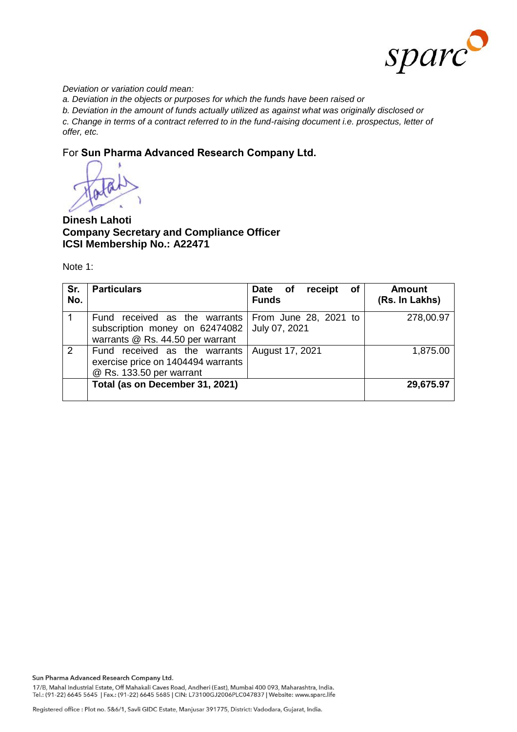*Deviation or variation could mean:*

*a. Deviation in the objects or purposes for which the funds have been raised or*

*b. Deviation in the amount of funds actually utilized as against what was originally disclosed or*

*c. Change in terms of a contract referred to in the fund-raising document i.e. prospectus, letter of offer, etc.*

For **Sun Pharma Advanced Research Company Ltd.**

**Dinesh Lahoti**
**Company Secretary and Compliance Officer**
**ICSI Membership No.: A22471**

Note 1:

| Sr. No. | Particulars | Date of receipt of Funds | Amount (Rs. In Lakhs) |
|---|---|---|---|
| 1 | Fund received as the warrants subscription money on 62474082 warrants @ Rs. 44.50 per warrant | From June 28, 2021 to July 07, 2021 | 278,00.97 |
| 2 | Fund received as the warrants exercise price on 1404494 warrants @ Rs. 133.50 per warrant | August 17, 2021 | 1,875.00 |
| | **Total (as on December 31, 2021)** | | **29,675.97** |

Sun Pharma Advanced Research Company Ltd.

17/B, Mahal Industrial Estate, Off Mahakali Caves Road, Andheri (East), Mumbai 400 093, Maharashtra, India.
Tel.: (91-22) 6645 5645 | Fax.: (91-22) 6645 5685 | CIN: L73100GJ2006PLC047837 | Website: www.sparc.life

Registered office : Plot no. 5&6/1, Savli GIDC Estate, Manjusar 391775, District: Vadodara, Gujarat, India.